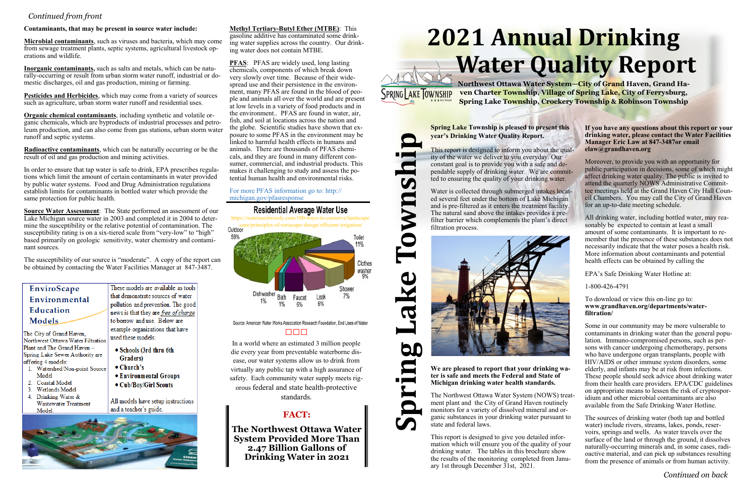*Continued from front*

**Contaminants, that may be present in source water include:**

**Microbial contaminants**, such as viruses and bacteria, which may come from sewage treatment plants, septic systems, agricultural livestock operations and wildlife.

**Inorganic contaminants,** such as salts and metals, which can be naturally-occurring or result from urban storm water runoff, industrial or domestic discharges, oil and gas production, mining or farming.

**Pesticides and Herbicides**, which may come from a variety of sources such as agriculture, urban storm water runoff and residential uses.

**Organic chemical contaminants**, including synthetic and volatile organic chemicals, which are byproducts of industrial processes and petroleum production, and can also come from gas stations, urban storm water runoff and septic systems.

**Radioactive contaminants**, which can be naturally occurring or be the result of oil and gas production and mining activities.

In order to ensure that tap water is safe to drink, EPA prescribes regulations which limit the amount of certain contaminants in water provided by public water systems. Food and Drug Administration regulations establish limits for contaminants in bottled water which provide the same protection for public health.

**Source Water Assessment**: The State performed an assessment of our Lake Michigan source water in 2003 and completed it in 2004 to determine the susceptibility or the relative potential of contamination. The susceptibility rating is on a six-tiered scale from "very-low" to "high" based primarily on geologic sensitivity, water chemistry and contaminant sources.

The susceptibility of our source is "moderate". A copy of the report can be obtained by contacting the Water Facilities Manager at 847-3487.

## EnviroScape Environmental Education Models

The City of Grand Haven, Northwest Ottawa Water Filtration Plant and The Grand Haven – Spring Lake Sewer Authority are offering 4 models:

1. Watershed/Non-point Source Model
2. Coastal Model
3. Wetlands Model
4. Drinking Water & Wastewater Treatment Model.

These models are available as tools that demonstrate sources of water pollution and prevention. The good news is that they are *free of charge* to borrow and use. Below are example organizations that have used these models:

- Schools (3rd thru 6th Graders)
- Church's
- Environmental Groups
- Cub/Boy/Girl Scouts

All models have setup instructions and a teacher's guide.

**Methyl Tertiary-Butyl Ether (MTBE)**: This gasoline additive has contaminated some drinking water supplies across the country. Our drinking water does not contain MTBE.

**PFAS**: PFAS are widely used, long lasting chemicals, components of which break down very slowly over time. Because of their widespread use and their persistence in the environment, many PFAS are found in the blood of people and animals all over the world and are present at low levels in a variety of food products and in the environment.. PFAS are found in water, air, fish, and soil at locations across the nation and the globe. Scientific studies have shown that exposure to some PFAS in the environment may be linked to harmful health effects in humans and animals. There are thousands of PFAS chemicals, and they are found in many different consumer, commercial, and industrial products. This makes it challenging to study and assess the potential human health and environmental risks.

For more PFAS information go to: http://michigan.gov/pfasresponse

### Residential Average Water Use

https://wateruseitwisely.com/100-ways-to-conserve/landscape-care/principles-of-xeriscape-design/efficient-irrigation/

Outdoor 59%, Toilet 11%, Clothes washer 9%, Shower 7%, Leak 6%, Faucet 6%, Bath 1%, Dishwasher 1%

Source: American Water Works Association Research Foundation, End Uses of Water

In a world where an estimated 3 million people die every year from preventable waterborne disease, our water systems allow us to drink from virtually any public tap with a high assurance of safety. Each community water supply meets rigorous federal and state health-protective standards.

**FACT:**

**The Northwest Ottawa Water System Provided More Than 2.47 Billion Gallons of Drinking Water in 2021**

# 2021 Annual Drinking Water Quality Report

**Northwest Ottawa Water System—City of Grand Haven, Grand Haven Charter Township, Village of Spring Lake, City of Ferrysburg, Spring Lake Township, Crockery Township & Robinson Township**

## Spring Lake Township

**Spring Lake Township is pleased to present this year's Drinking Water Quality Report.**

This report is designed to inform you about the quality of the water we deliver to you everyday. Our constant goal is to provide you with a safe and dependable supply of drinking water. We are committed to ensuring the quality of your drinking water.

Water is collected through submerged intakes located several feet under the bottom of Lake Michigan and is pre-filtered as it enters the treatment facility. The natural sand above the intakes provides a pre-filter barrier which complements the plant's direct filtration process.

**We are pleased to report that your drinking water is safe and meets the Federal and State of Michigan drinking water health standards.**

The Northwest Ottawa Water System (NOWS) treatment plant and the City of Grand Haven routinely monitors for a variety of dissolved mineral and organic substances in your drinking water pursuant to state and federal laws.

This report is designed to give you detailed information which will ensure you of the quality of your drinking water. The tables in this brochure show the results of the monitoring completed from January 1st through December 31st, 2021.

**If you have any questions about this report or your drinking water, please contact the Water Facilities Manager Eric Law at 847-3487or email elaw@grandhaven.org**

Moreover, to provide you with an opportunity for public participation in decisions, some of which might affect drinking water quality. The public is invited to attend the quarterly NOWS Administrative Committee meetings held at the Grand Haven City Hall Council Chambers. You may call the City of Grand Haven for an up-to-date meeting schedule.

All drinking water, including bottled water, may reasonably be expected to contain at least a small amount of some contaminants. It is important to remember that the presence of these substances does not necessarily indicate that the water poses a health risk. More information about contaminants and potential health effects can be obtained by calling the

EPA's Safe Drinking Water Hotline at:

1-800-426-4791

To download or view this on-line go to: **www.grandhaven.org/departments/water-filtration/**

Some in our community may be more vulnerable to contaminants in drinking water than the general population. Immuno-compromised persons, such as persons with cancer undergoing chemotherapy, persons who have undergone organ transplants, people with HIV/AIDS or other immune system disorders, some elderly, and infants may be at risk from infections. These people should seek advice about drinking water from their health care providers. EPA/CDC guidelines on appropriate means to lessen the risk of cryptosporidium and other microbial contaminants are also available from the Safe Drinking Water Hotline.

The sources of drinking water (both tap and bottled water) include rivers, streams, lakes, ponds, reservoirs, springs and wells. As water travels over the surface of the land or through the ground, it dissolves naturally-occurring minerals and, in some cases, radioactive material, and can pick up substances resulting from the presence of animals or from human activity.

*Continued on back*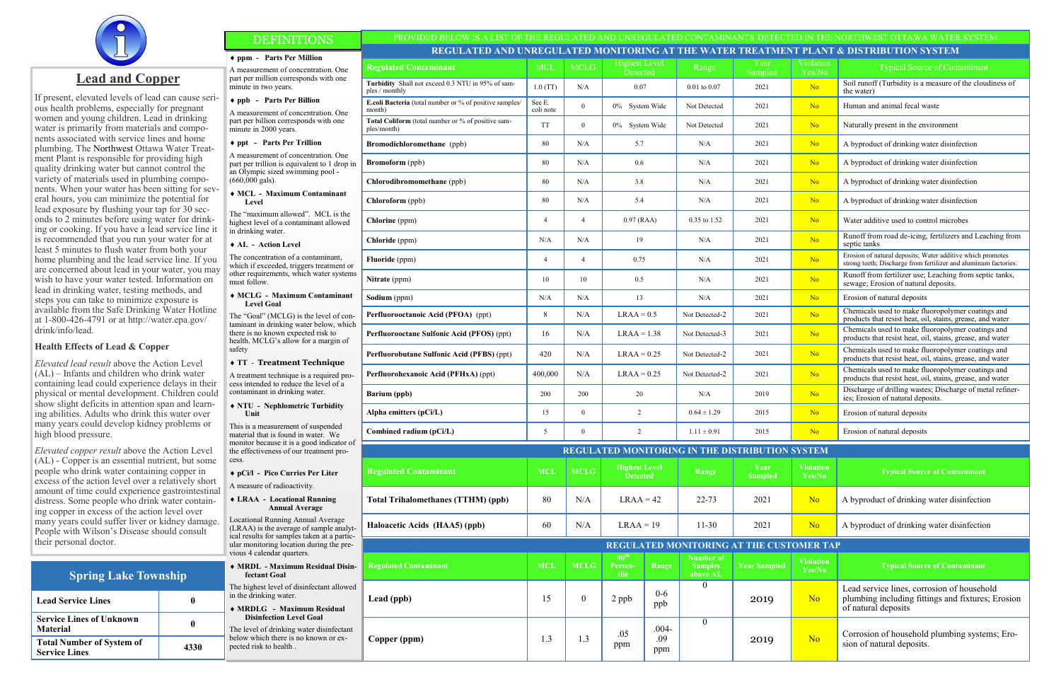## Lead and Copper

If present, elevated levels of lead can cause serious health problems, especially for pregnant women and young children. Lead in drinking water is primarily from materials and components associated with service lines and home plumbing. The Northwest Ottawa Water Treatment Plant is responsible for providing high quality drinking water but cannot control the variety of materials used in plumbing components. When your water has been sitting for several hours, you can minimize the potential for lead exposure by flushing your tap for 30 seconds to 2 minutes before using water for drinking or cooking. If you have a lead service line it is recommended that you run your water for at least 5 minutes to flush water from both your home plumbing and the lead service line. If you are concerned about lead in your water, you may wish to have your water tested. Information on lead in drinking water, testing methods, and steps you can take to minimize exposure is available from the Safe Drinking Water Hotline at 1-800-426-4791 or at http://water.epa.gov/drink/info/lead.

**Health Effects of Lead & Copper**

*Elevated lead result* above the Action Level (AL) – Infants and children who drink water containing lead could experience delays in their physical or mental development. Children could show slight deficits in attention span and learning abilities. Adults who drink this water over many years could develop kidney problems or high blood pressure.

*Elevated copper result* above the Action Level (AL) - Copper is an essential nutrient, but some people who drink water containing copper in excess of the action level over a relatively short amount of time could experience gastrointestinal distress. Some people who drink water containing copper in excess of the action level over many years could suffer liver or kidney damage. People with Wilson's Disease should consult their personal doctor.

## Spring Lake Township

| | |
|---|---|
| **Lead Service Lines** | 0 |
| **Service Lines of Unknown Material** | 0 |
| **Total Number of System of Service Lines** | 4330 |

## DEFINITIONS

- **ppm - Parts Per Million**
  A measurement of concentration. One part per million corresponds with one minute in two years.
- **ppb - Parts Per Billion**
  A measurement of concentration. One part per billion corresponds with one minute in 2000 years.
- **ppt - Parts Per Trillion**
  A measurement of concentration. One part per trillion is equivalent to 1 drop in an Olympic sized swimming pool - (660,000 gals).
- **MCL - Maximum Contaminant Level**
  The "maximum allowed". MCL is the highest level of a contaminant allowed in drinking water.
- **AL - Action Level**
  The concentration of a contaminant, which if exceeded, triggers treatment or other requirements, which water systems must follow.
- **MCLG - Maximum Contaminant Level Goal**
  The "Goal" (MCLG) is the level of contaminant in drinking water below, which there is no known expected risk to health. MCLG's allow for a margin of safety
- **TT - Treatment Technique**
  A treatment technique is a required process intended to reduce the level of a contaminant in drinking water.
- **NTU - Nephlometric Turbidity Unit**
  This is a measurement of suspended material that is found in water. We monitor because it is a good indicator of the effectiveness of our treatment process.
- **pCi/l - Pico Curries Per Liter**
  A measure of radioactivity.
- **LRAA - Locational Running Annual Average**
  Locational Running Annual Average (LRAA) is the average of sample analytical results for samples taken at a particular monitoring location during the previous 4 calendar quarters.
- **MRDL - Maximum Residual Disinfectant Goal**
  The highest level of disinfectant allowed in the drinking water.
- **MRDLG - Maximum Residual Disinfection Level Goal**
  The level of drinking water disinfectant below which there is no known or expected risk to health .

## PROVIDED BELOW IS A LIST OF THE REGULATED AND UNREGULATED CONTAMINANTS DETECTED IN THE NORTHWEST OTTAWA WATER SYSTEM

### REGULATED AND UNREGULATED MONITORING AT THE WATER TREATMENT PLANT & DISTRIBUTION SYSTEM

| Regulated Contaminant | MCL | MCLG | Highest Level Detected | Range | Year Sampled | Violation Yes/No | Typical Source of Contaminant |
|---|---|---|---|---|---|---|---|
| **Turbidity** Shall not exceed 0.3 NTU in 95% of samples / monthly | 1.0 (TT) | N/A | 0.07 | 0.01 to 0.07 | 2021 | No | Soil runoff (Turbidity is a measure of the cloudiness of the water) |
| **E.coli Bacteria** (total number or % of positive samples/month) | See E. coli note | 0 | 0% System Wide | Not Detected | 2021 | No | Human and animal fecal waste |
| **Total Coliform** (total number or % of positive samples/month) | TT | 0 | 0% System Wide | Not Detected | 2021 | No | Naturally present in the environment |
| **Bromodichloromethane** (ppb) | 80 | N/A | 5.7 | N/A | 2021 | No | A byproduct of drinking water disinfection |
| **Bromoform** (ppb) | 80 | N/A | 0.6 | N/A | 2021 | No | A byproduct of drinking water disinfection |
| **Chlorodibromomethane** (ppb) | 80 | N/A | 3.8 | N/A | 2021 | No | A byproduct of drinking water disinfection |
| **Chloroform** (ppb) | 80 | N/A | 5.4 | N/A | 2021 | No | A byproduct of drinking water disinfection |
| **Chlorine** (ppm) | 4 | 4 | 0.97 (RAA) | 0.35 to 1.52 | 2021 | No | Water additive used to control microbes |
| **Chloride** (ppm) | N/A | N/A | 19 | N/A | 2021 | No | Runoff from road de-icing, fertilizers and Leaching from septic tanks |
| **Fluoride** (ppm) | 4 | 4 | 0.75 | N/A | 2021 | No | Erosion of natural deposits; Water additive which promotes strong teeth; Discharge from fertilizer and aluminum factories. |
| **Nitrate** (ppm) | 10 | 10 | 0.5 | N/A | 2021 | No | Runoff from fertilizer use; Leaching from septic tanks, sewage; Erosion of natural deposits. |
| **Sodium** (ppm) | N/A | N/A | 13 | N/A | 2021 | No | Erosion of natural deposits |
| **Perfluorooctanoic Acid (PFOA)** (ppt) | 8 | N/A | LRAA = 0.5 | Not Detected-2 | 2021 | No | Chemicals used to make fluoropolymer coatings and products that resist heat, oil, stains, grease, and water |
| **Perfluorooctane Sulfonic Acid (PFOS)** (ppt) | 16 | N/A | LRAA = 1.38 | Not Detected-3 | 2021 | No | Chemicals used to make fluoropolymer coatings and products that resist heat, oil, stains, grease, and water |
| **Perfluorobutane Sulfonic Acid (PFBS)** (ppt) | 420 | N/A | LRAA = 0.25 | Not Detected-2 | 2021 | No | Chemicals used to make fluoropolymer coatings and products that resist heat, oil, stains, grease, and water |
| **Perfluorohexanoic Acid (PFHxA)** (ppt) | 400,000 | N/A | LRAA = 0.25 | Not Detected-2 | 2021 | No | Chemicals used to make fluoropolymer coatings and products that resist heat, oil, stains, grease, and water |
| **Barium (ppb)** | 200 | 200 | 20 | N/A | 2019 | No | Discharge of drilling wastes; Discharge of metal refineries; Erosion of natural deposits. |
| **Alpha emitters (pCi/L)** | 15 | 0 | 2 | 0.64 ± 1.29 | 2015 | No | Erosion of natural deposits |
| **Combined radium (pCi/L)** | 5 | 0 | 2 | 1.11 ± 0.91 | 2015 | No | Erosion of natural deposits |

### REGULATED MONITORING IN THE DISTRIBUTION SYSTEM

| Regulated Contaminant | MCL | MCLG | Highest Level Detected | Range | Year Sampled | Violation Yes/No | Typical Source of Contaminant |
|---|---|---|---|---|---|---|---|
| **Total Trihalomethanes (TTHM) (ppb)** | 80 | N/A | LRAA = 42 | 22-73 | 2021 | No | A byproduct of drinking water disinfection |
| **Haloacetic Acids (HAA5) (ppb)** | 60 | N/A | LRAA = 19 | 11-30 | 2021 | No | A byproduct of drinking water disinfection |

### REGULATED MONITORING AT THE CUSTOMER TAP

| Regulated Contaminant | MCL | MCLG | 90th Percentile | Range | Number of Samples above AL | Year Sampled | Violation Yes/No | Typical Source of Contaminant |
|---|---|---|---|---|---|---|---|---|
| **Lead (ppb)** | 15 | 0 | 2 ppb | 0-6 ppb | 0 | 2019 | No | Lead service lines, corrosion of household plumbing including fittings and fixtures; Erosion of natural deposits |
| **Copper (ppm)** | 1.3 | 1.3 | .05 ppm | .004-.09 ppm | 0 | 2019 | No | Corrosion of household plumbing systems; Erosion of natural deposits. |